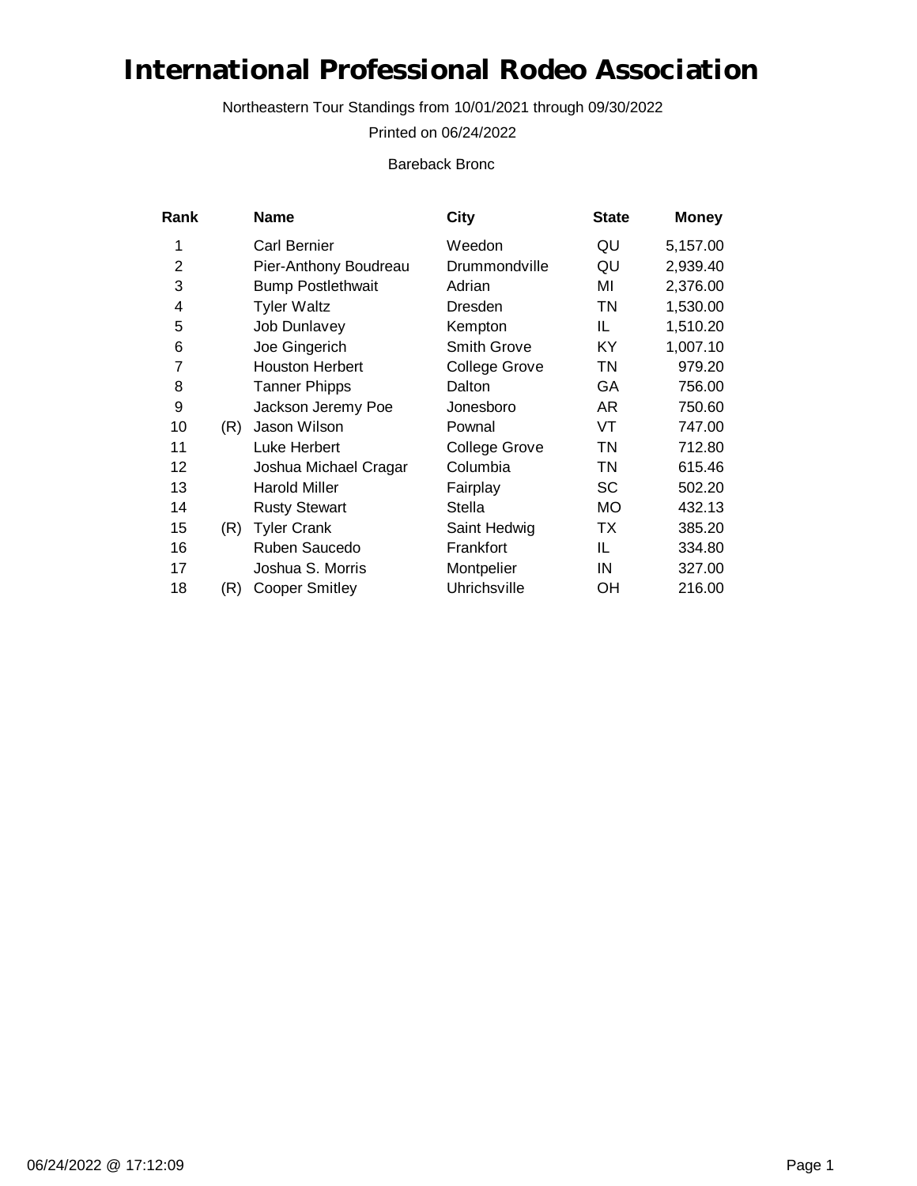# International Professional Rodeo Association

Northeastern Tour Standings from 10/01/2021 through 09/30/2022

Printed on 06/24/2022

Bareback Bronc

| Rank | | Name | City | State | Money |
|---|---|---|---|---|---|
| 1 | | Carl Bernier | Weedon | QU | 5,157.00 |
| 2 | | Pier-Anthony Boudreau | Drummondville | QU | 2,939.40 |
| 3 | | Bump Postlethwait | Adrian | MI | 2,376.00 |
| 4 | | Tyler Waltz | Dresden | TN | 1,530.00 |
| 5 | | Job Dunlavey | Kempton | IL | 1,510.20 |
| 6 | | Joe Gingerich | Smith Grove | KY | 1,007.10 |
| 7 | | Houston Herbert | College Grove | TN | 979.20 |
| 8 | | Tanner Phipps | Dalton | GA | 756.00 |
| 9 | | Jackson Jeremy Poe | Jonesboro | AR | 750.60 |
| 10 | (R) | Jason Wilson | Pownal | VT | 747.00 |
| 11 | | Luke Herbert | College Grove | TN | 712.80 |
| 12 | | Joshua Michael Cragar | Columbia | TN | 615.46 |
| 13 | | Harold Miller | Fairplay | SC | 502.20 |
| 14 | | Rusty Stewart | Stella | MO | 432.13 |
| 15 | (R) | Tyler Crank | Saint Hedwig | TX | 385.20 |
| 16 | | Ruben Saucedo | Frankfort | IL | 334.80 |
| 17 | | Joshua S. Morris | Montpelier | IN | 327.00 |
| 18 | (R) | Cooper Smitley | Uhrichsville | OH | 216.00 |

06/24/2022 @ 17:12:09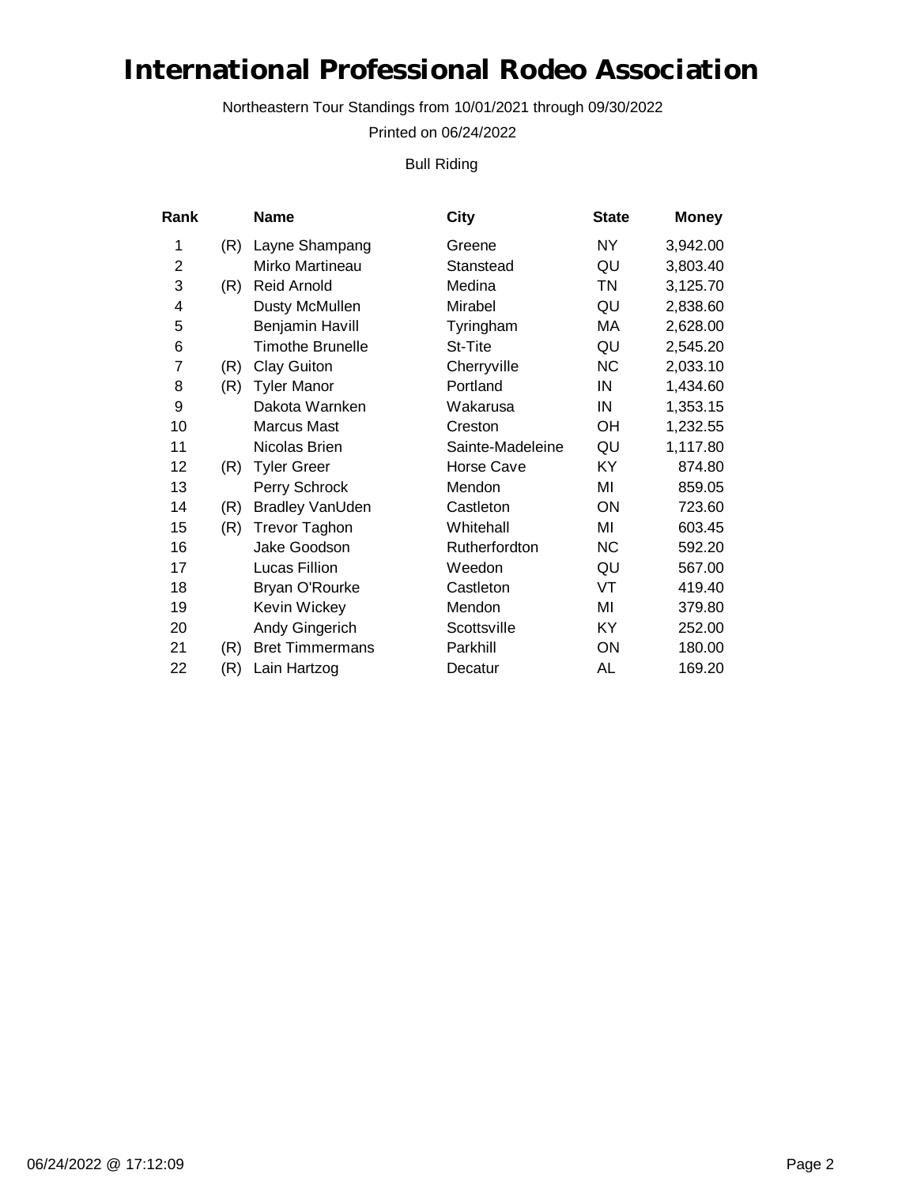# International Professional Rodeo Association

Northeastern Tour Standings from 10/01/2021 through 09/30/2022

Printed on 06/24/2022

Bull Riding

| Rank | | Name | City | State | Money |
|---|---|---|---|---|---|
| 1 | (R) | Layne Shampang | Greene | NY | 3,942.00 |
| 2 | | Mirko Martineau | Stanstead | QU | 3,803.40 |
| 3 | (R) | Reid Arnold | Medina | TN | 3,125.70 |
| 4 | | Dusty McMullen | Mirabel | QU | 2,838.60 |
| 5 | | Benjamin Havill | Tyringham | MA | 2,628.00 |
| 6 | | Timothe Brunelle | St-Tite | QU | 2,545.20 |
| 7 | (R) | Clay Guiton | Cherryville | NC | 2,033.10 |
| 8 | (R) | Tyler Manor | Portland | IN | 1,434.60 |
| 9 | | Dakota Warnken | Wakarusa | IN | 1,353.15 |
| 10 | | Marcus Mast | Creston | OH | 1,232.55 |
| 11 | | Nicolas Brien | Sainte-Madeleine | QU | 1,117.80 |
| 12 | (R) | Tyler Greer | Horse Cave | KY | 874.80 |
| 13 | | Perry Schrock | Mendon | MI | 859.05 |
| 14 | (R) | Bradley VanUden | Castleton | ON | 723.60 |
| 15 | (R) | Trevor Taghon | Whitehall | MI | 603.45 |
| 16 | | Jake Goodson | Rutherfordton | NC | 592.20 |
| 17 | | Lucas Fillion | Weedon | QU | 567.00 |
| 18 | | Bryan O'Rourke | Castleton | VT | 419.40 |
| 19 | | Kevin Wickey | Mendon | MI | 379.80 |
| 20 | | Andy Gingerich | Scottsville | KY | 252.00 |
| 21 | (R) | Bret Timmermans | Parkhill | ON | 180.00 |
| 22 | (R) | Lain Hartzog | Decatur | AL | 169.20 |

06/24/2022 @ 17:12:09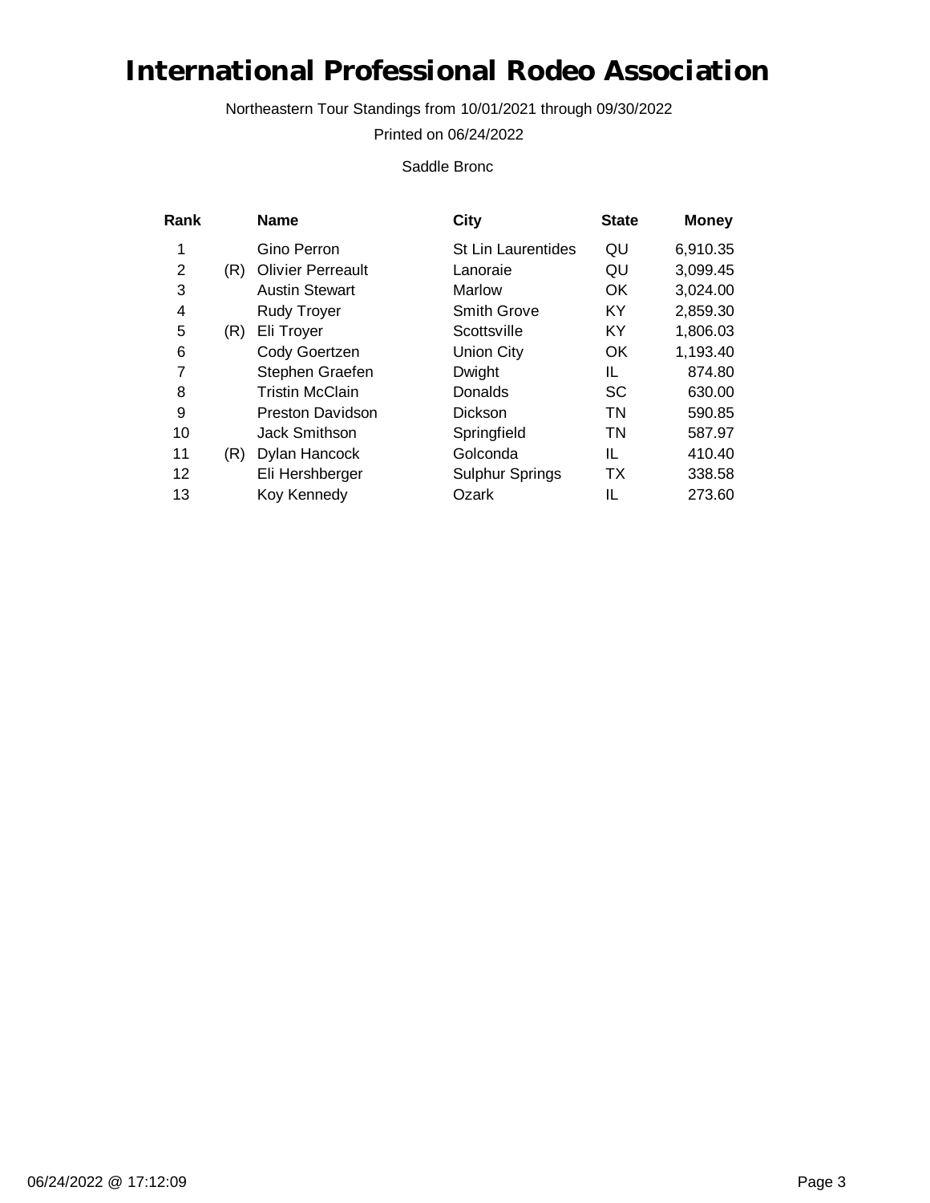# International Professional Rodeo Association

Northeastern Tour Standings from 10/01/2021 through 09/30/2022

Printed on 06/24/2022

Saddle Bronc

| Rank | | Name | City | State | Money |
|---|---|---|---|---|---|
| 1 | | Gino Perron | St Lin Laurentides | QU | 6,910.35 |
| 2 | (R) | Olivier Perreault | Lanoraie | QU | 3,099.45 |
| 3 | | Austin Stewart | Marlow | OK | 3,024.00 |
| 4 | | Rudy Troyer | Smith Grove | KY | 2,859.30 |
| 5 | (R) | Eli Troyer | Scottsville | KY | 1,806.03 |
| 6 | | Cody Goertzen | Union City | OK | 1,193.40 |
| 7 | | Stephen Graefen | Dwight | IL | 874.80 |
| 8 | | Tristin McClain | Donalds | SC | 630.00 |
| 9 | | Preston Davidson | Dickson | TN | 590.85 |
| 10 | | Jack Smithson | Springfield | TN | 587.97 |
| 11 | (R) | Dylan Hancock | Golconda | IL | 410.40 |
| 12 | | Eli Hershberger | Sulphur Springs | TX | 338.58 |
| 13 | | Koy Kennedy | Ozark | IL | 273.60 |

06/24/2022 @ 17:12:09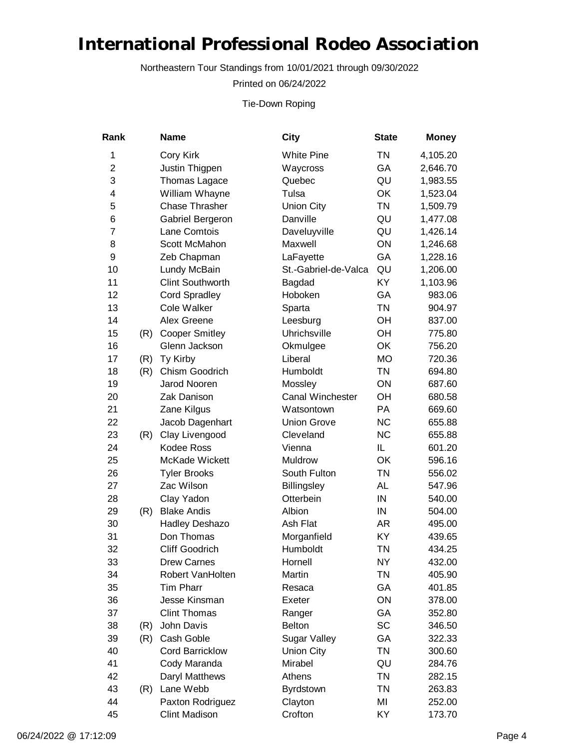# International Professional Rodeo Association

Northeastern Tour Standings from 10/01/2021 through 09/30/2022

Printed on 06/24/2022

Tie-Down Roping

| Rank | | Name | City | State | Money |
|---|---|---|---|---|---|
| 1 | | Cory Kirk | White Pine | TN | 4,105.20 |
| 2 | | Justin Thigpen | Waycross | GA | 2,646.70 |
| 3 | | Thomas Lagace | Quebec | QU | 1,983.55 |
| 4 | | William Whayne | Tulsa | OK | 1,523.04 |
| 5 | | Chase Thrasher | Union City | TN | 1,509.79 |
| 6 | | Gabriel Bergeron | Danville | QU | 1,477.08 |
| 7 | | Lane Comtois | Daveluyville | QU | 1,426.14 |
| 8 | | Scott McMahon | Maxwell | ON | 1,246.68 |
| 9 | | Zeb Chapman | LaFayette | GA | 1,228.16 |
| 10 | | Lundy McBain | St.-Gabriel-de-Valca | QU | 1,206.00 |
| 11 | | Clint Southworth | Bagdad | KY | 1,103.96 |
| 12 | | Cord Spradley | Hoboken | GA | 983.06 |
| 13 | | Cole Walker | Sparta | TN | 904.97 |
| 14 | | Alex Greene | Leesburg | OH | 837.00 |
| 15 | (R) | Cooper Smitley | Uhrichsville | OH | 775.80 |
| 16 | | Glenn Jackson | Okmulgee | OK | 756.20 |
| 17 | (R) | Ty Kirby | Liberal | MO | 720.36 |
| 18 | (R) | Chism Goodrich | Humboldt | TN | 694.80 |
| 19 | | Jarod Nooren | Mossley | ON | 687.60 |
| 20 | | Zak Danison | Canal Winchester | OH | 680.58 |
| 21 | | Zane Kilgus | Watsontown | PA | 669.60 |
| 22 | | Jacob Dagenhart | Union Grove | NC | 655.88 |
| 23 | (R) | Clay Livengood | Cleveland | NC | 655.88 |
| 24 | | Kodee Ross | Vienna | IL | 601.20 |
| 25 | | McKade Wickett | Muldrow | OK | 596.16 |
| 26 | | Tyler Brooks | South Fulton | TN | 556.02 |
| 27 | | Zac Wilson | Billingsley | AL | 547.96 |
| 28 | | Clay Yadon | Otterbein | IN | 540.00 |
| 29 | (R) | Blake Andis | Albion | IN | 504.00 |
| 30 | | Hadley Deshazo | Ash Flat | AR | 495.00 |
| 31 | | Don Thomas | Morganfield | KY | 439.65 |
| 32 | | Cliff Goodrich | Humboldt | TN | 434.25 |
| 33 | | Drew Carnes | Hornell | NY | 432.00 |
| 34 | | Robert VanHolten | Martin | TN | 405.90 |
| 35 | | Tim Pharr | Resaca | GA | 401.85 |
| 36 | | Jesse Kinsman | Exeter | ON | 378.00 |
| 37 | | Clint Thomas | Ranger | GA | 352.80 |
| 38 | (R) | John Davis | Belton | SC | 346.50 |
| 39 | (R) | Cash Goble | Sugar Valley | GA | 322.33 |
| 40 | | Cord Barricklow | Union City | TN | 300.60 |
| 41 | | Cody Maranda | Mirabel | QU | 284.76 |
| 42 | | Daryl Matthews | Athens | TN | 282.15 |
| 43 | (R) | Lane Webb | Byrdstown | TN | 263.83 |
| 44 | | Paxton Rodriguez | Clayton | MI | 252.00 |
| 45 | | Clint Madison | Crofton | KY | 173.70 |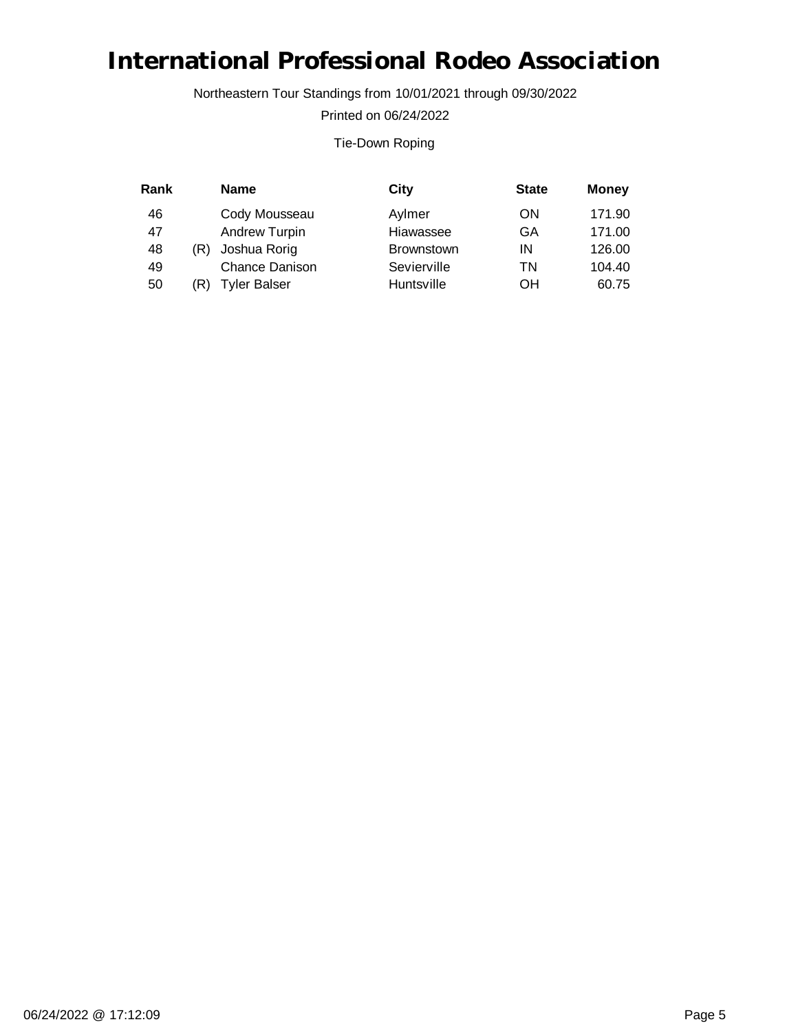# International Professional Rodeo Association

Northeastern Tour Standings from 10/01/2021 through 09/30/2022

Printed on 06/24/2022

Tie-Down Roping

| Rank | | Name | City | State | Money |
|---|---|---|---|---|---|
| 46 | | Cody Mousseau | Aylmer | ON | 171.90 |
| 47 | | Andrew Turpin | Hiawassee | GA | 171.00 |
| 48 | (R) | Joshua Rorig | Brownstown | IN | 126.00 |
| 49 | | Chance Danison | Sevierville | TN | 104.40 |
| 50 | (R) | Tyler Balser | Huntsville | OH | 60.75 |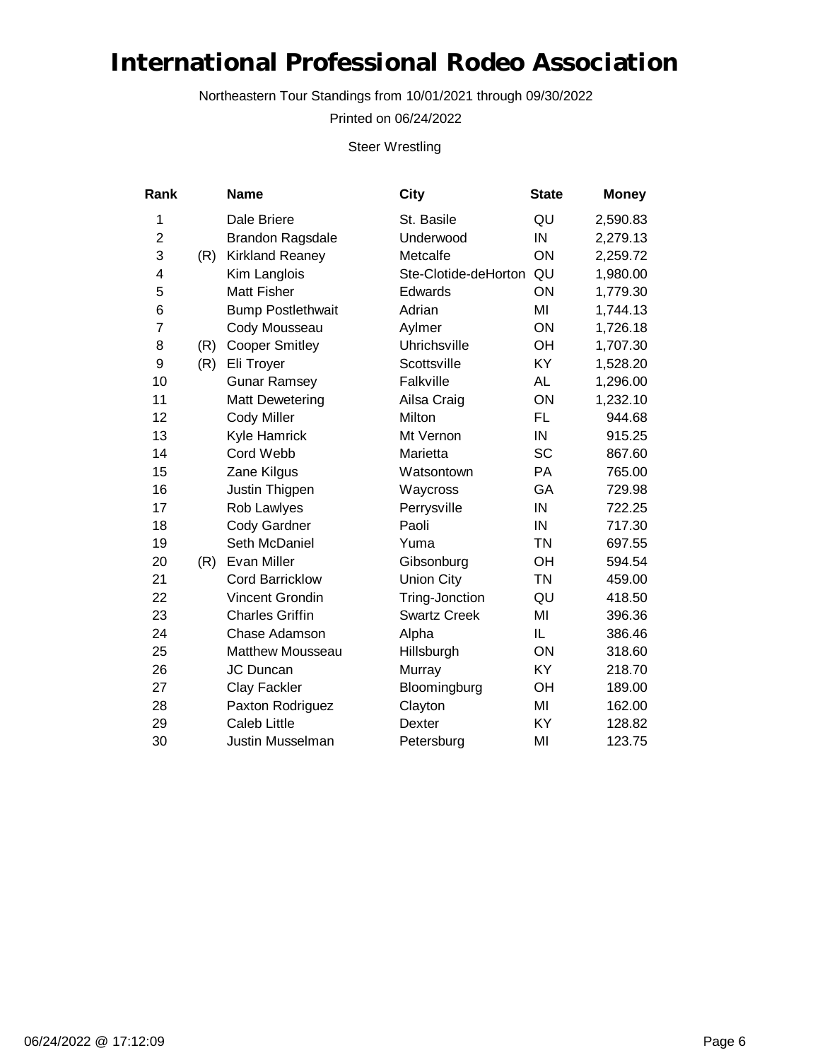# International Professional Rodeo Association

Northeastern Tour Standings from 10/01/2021 through 09/30/2022

Printed on 06/24/2022

Steer Wrestling

| Rank | | Name | City | State | Money |
|---|---|---|---|---|---|
| 1 | | Dale Briere | St. Basile | QU | 2,590.83 |
| 2 | | Brandon Ragsdale | Underwood | IN | 2,279.13 |
| 3 | (R) | Kirkland Reaney | Metcalfe | ON | 2,259.72 |
| 4 | | Kim Langlois | Ste-Clotide-deHorton | QU | 1,980.00 |
| 5 | | Matt Fisher | Edwards | ON | 1,779.30 |
| 6 | | Bump Postlethwait | Adrian | MI | 1,744.13 |
| 7 | | Cody Mousseau | Aylmer | ON | 1,726.18 |
| 8 | (R) | Cooper Smitley | Uhrichsville | OH | 1,707.30 |
| 9 | (R) | Eli Troyer | Scottsville | KY | 1,528.20 |
| 10 | | Gunar Ramsey | Falkville | AL | 1,296.00 |
| 11 | | Matt Dewetering | Ailsa Craig | ON | 1,232.10 |
| 12 | | Cody Miller | Milton | FL | 944.68 |
| 13 | | Kyle Hamrick | Mt Vernon | IN | 915.25 |
| 14 | | Cord Webb | Marietta | SC | 867.60 |
| 15 | | Zane Kilgus | Watsontown | PA | 765.00 |
| 16 | | Justin Thigpen | Waycross | GA | 729.98 |
| 17 | | Rob Lawlyes | Perrysville | IN | 722.25 |
| 18 | | Cody Gardner | Paoli | IN | 717.30 |
| 19 | | Seth McDaniel | Yuma | TN | 697.55 |
| 20 | (R) | Evan Miller | Gibsonburg | OH | 594.54 |
| 21 | | Cord Barricklow | Union City | TN | 459.00 |
| 22 | | Vincent Grondin | Tring-Jonction | QU | 418.50 |
| 23 | | Charles Griffin | Swartz Creek | MI | 396.36 |
| 24 | | Chase Adamson | Alpha | IL | 386.46 |
| 25 | | Matthew Mousseau | Hillsburgh | ON | 318.60 |
| 26 | | JC Duncan | Murray | KY | 218.70 |
| 27 | | Clay Fackler | Bloomingburg | OH | 189.00 |
| 28 | | Paxton Rodriguez | Clayton | MI | 162.00 |
| 29 | | Caleb Little | Dexter | KY | 128.82 |
| 30 | | Justin Musselman | Petersburg | MI | 123.75 |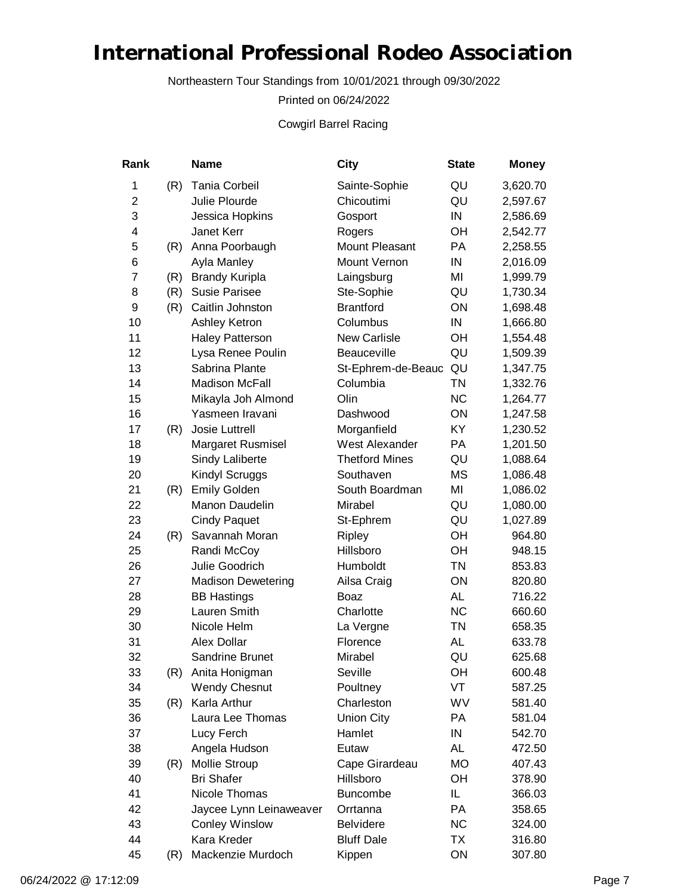# International Professional Rodeo Association

Northeastern Tour Standings from 10/01/2021 through 09/30/2022

Printed on 06/24/2022

Cowgirl Barrel Racing

| Rank | | Name | City | State | Money |
|---|---|---|---|---|---|
| 1 | (R) | Tania Corbeil | Sainte-Sophie | QU | 3,620.70 |
| 2 | | Julie Plourde | Chicoutimi | QU | 2,597.67 |
| 3 | | Jessica Hopkins | Gosport | IN | 2,586.69 |
| 4 | | Janet Kerr | Rogers | OH | 2,542.77 |
| 5 | (R) | Anna Poorbaugh | Mount Pleasant | PA | 2,258.55 |
| 6 | | Ayla Manley | Mount Vernon | IN | 2,016.09 |
| 7 | (R) | Brandy Kuripla | Laingsburg | MI | 1,999.79 |
| 8 | (R) | Susie Parisee | Ste-Sophie | QU | 1,730.34 |
| 9 | (R) | Caitlin Johnston | Brantford | ON | 1,698.48 |
| 10 | | Ashley Ketron | Columbus | IN | 1,666.80 |
| 11 | | Haley Patterson | New Carlisle | OH | 1,554.48 |
| 12 | | Lysa Renee Poulin | Beauceville | QU | 1,509.39 |
| 13 | | Sabrina Plante | St-Ephrem-de-Beauc | QU | 1,347.75 |
| 14 | | Madison McFall | Columbia | TN | 1,332.76 |
| 15 | | Mikayla Joh Almond | Olin | NC | 1,264.77 |
| 16 | | Yasmeen Iravani | Dashwood | ON | 1,247.58 |
| 17 | (R) | Josie Luttrell | Morganfield | KY | 1,230.52 |
| 18 | | Margaret Rusmisel | West Alexander | PA | 1,201.50 |
| 19 | | Sindy Laliberte | Thetford Mines | QU | 1,088.64 |
| 20 | | Kindyl Scruggs | Southaven | MS | 1,086.48 |
| 21 | (R) | Emily Golden | South Boardman | MI | 1,086.02 |
| 22 | | Manon Daudelin | Mirabel | QU | 1,080.00 |
| 23 | | Cindy Paquet | St-Ephrem | QU | 1,027.89 |
| 24 | (R) | Savannah Moran | Ripley | OH | 964.80 |
| 25 | | Randi McCoy | Hillsboro | OH | 948.15 |
| 26 | | Julie Goodrich | Humboldt | TN | 853.83 |
| 27 | | Madison Dewetering | Ailsa Craig | ON | 820.80 |
| 28 | | BB Hastings | Boaz | AL | 716.22 |
| 29 | | Lauren Smith | Charlotte | NC | 660.60 |
| 30 | | Nicole Helm | La Vergne | TN | 658.35 |
| 31 | | Alex Dollar | Florence | AL | 633.78 |
| 32 | | Sandrine Brunet | Mirabel | QU | 625.68 |
| 33 | (R) | Anita Honigman | Seville | OH | 600.48 |
| 34 | | Wendy Chesnut | Poultney | VT | 587.25 |
| 35 | (R) | Karla Arthur | Charleston | WV | 581.40 |
| 36 | | Laura Lee Thomas | Union City | PA | 581.04 |
| 37 | | Lucy Ferch | Hamlet | IN | 542.70 |
| 38 | | Angela Hudson | Eutaw | AL | 472.50 |
| 39 | (R) | Mollie Stroup | Cape Girardeau | MO | 407.43 |
| 40 | | Bri Shafer | Hillsboro | OH | 378.90 |
| 41 | | Nicole Thomas | Buncombe | IL | 366.03 |
| 42 | | Jaycee Lynn Leinaweaver | Orrtanna | PA | 358.65 |
| 43 | | Conley Winslow | Belvidere | NC | 324.00 |
| 44 | | Kara Kreder | Bluff Dale | TX | 316.80 |
| 45 | (R) | Mackenzie Murdoch | Kippen | ON | 307.80 |

06/24/2022 @ 17:12:09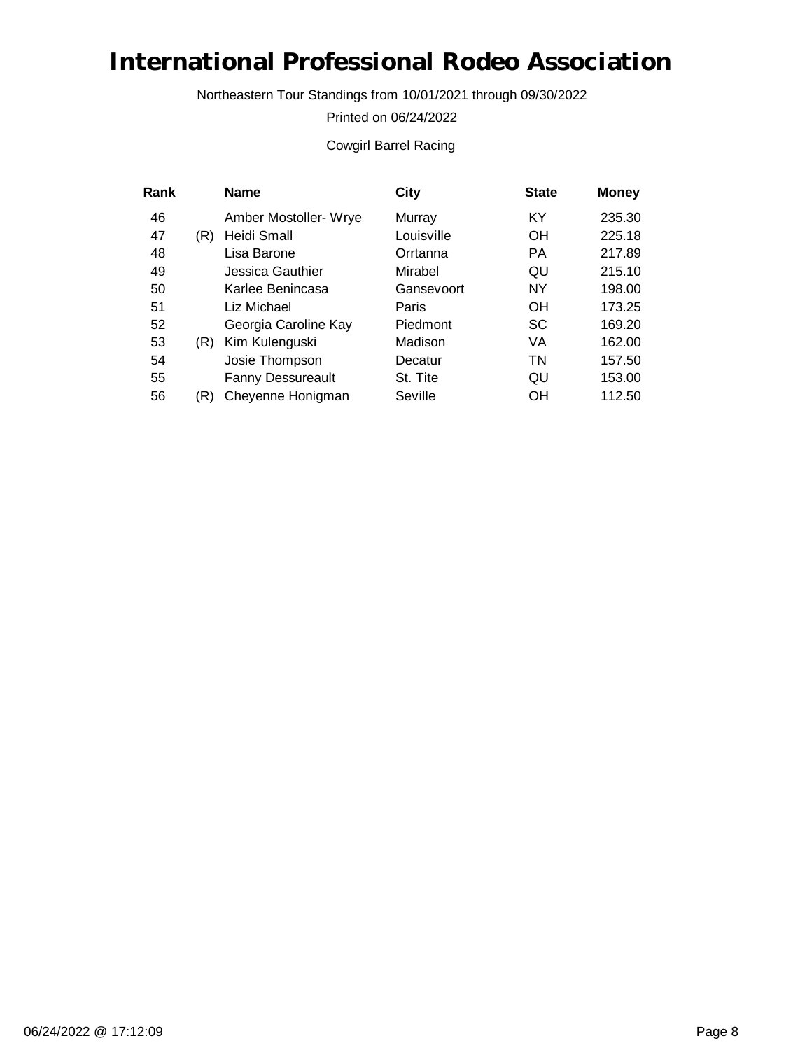# International Professional Rodeo Association

Northeastern Tour Standings from 10/01/2021 through 09/30/2022

Printed on 06/24/2022

Cowgirl Barrel Racing

| Rank | | Name | City | State | Money |
|---|---|---|---|---|---|
| 46 | | Amber Mostoller- Wrye | Murray | KY | 235.30 |
| 47 | (R) | Heidi Small | Louisville | OH | 225.18 |
| 48 | | Lisa Barone | Orrtanna | PA | 217.89 |
| 49 | | Jessica Gauthier | Mirabel | QU | 215.10 |
| 50 | | Karlee Benincasa | Gansevoort | NY | 198.00 |
| 51 | | Liz Michael | Paris | OH | 173.25 |
| 52 | | Georgia Caroline Kay | Piedmont | SC | 169.20 |
| 53 | (R) | Kim Kulenguski | Madison | VA | 162.00 |
| 54 | | Josie Thompson | Decatur | TN | 157.50 |
| 55 | | Fanny Dessureault | St. Tite | QU | 153.00 |
| 56 | (R) | Cheyenne Honigman | Seville | OH | 112.50 |

06/24/2022 @ 17:12:09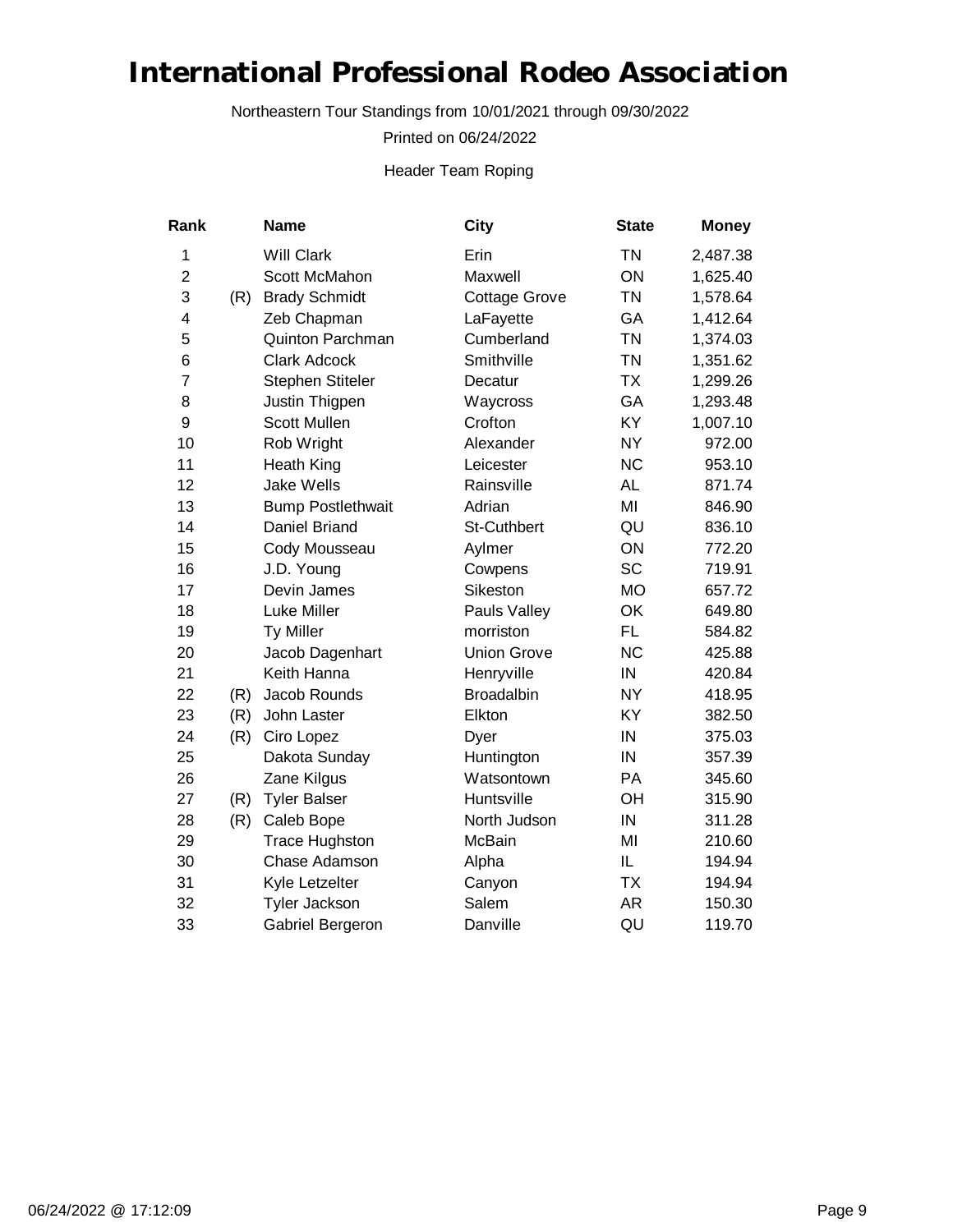# International Professional Rodeo Association

Northeastern Tour Standings from 10/01/2021 through 09/30/2022

Printed on 06/24/2022

Header Team Roping

| Rank | | Name | City | State | Money |
|---|---|---|---|---|---|
| 1 | | Will Clark | Erin | TN | 2,487.38 |
| 2 | | Scott McMahon | Maxwell | ON | 1,625.40 |
| 3 | (R) | Brady Schmidt | Cottage Grove | TN | 1,578.64 |
| 4 | | Zeb Chapman | LaFayette | GA | 1,412.64 |
| 5 | | Quinton Parchman | Cumberland | TN | 1,374.03 |
| 6 | | Clark Adcock | Smithville | TN | 1,351.62 |
| 7 | | Stephen Stiteler | Decatur | TX | 1,299.26 |
| 8 | | Justin Thigpen | Waycross | GA | 1,293.48 |
| 9 | | Scott Mullen | Crofton | KY | 1,007.10 |
| 10 | | Rob Wright | Alexander | NY | 972.00 |
| 11 | | Heath King | Leicester | NC | 953.10 |
| 12 | | Jake Wells | Rainsville | AL | 871.74 |
| 13 | | Bump Postlethwait | Adrian | MI | 846.90 |
| 14 | | Daniel Briand | St-Cuthbert | QU | 836.10 |
| 15 | | Cody Mousseau | Aylmer | ON | 772.20 |
| 16 | | J.D. Young | Cowpens | SC | 719.91 |
| 17 | | Devin James | Sikeston | MO | 657.72 |
| 18 | | Luke Miller | Pauls Valley | OK | 649.80 |
| 19 | | Ty Miller | morriston | FL | 584.82 |
| 20 | | Jacob Dagenhart | Union Grove | NC | 425.88 |
| 21 | | Keith Hanna | Henryville | IN | 420.84 |
| 22 | (R) | Jacob Rounds | Broadalbin | NY | 418.95 |
| 23 | (R) | John Laster | Elkton | KY | 382.50 |
| 24 | (R) | Ciro Lopez | Dyer | IN | 375.03 |
| 25 | | Dakota Sunday | Huntington | IN | 357.39 |
| 26 | | Zane Kilgus | Watsontown | PA | 345.60 |
| 27 | (R) | Tyler Balser | Huntsville | OH | 315.90 |
| 28 | (R) | Caleb Bope | North Judson | IN | 311.28 |
| 29 | | Trace Hughston | McBain | MI | 210.60 |
| 30 | | Chase Adamson | Alpha | IL | 194.94 |
| 31 | | Kyle Letzelter | Canyon | TX | 194.94 |
| 32 | | Tyler Jackson | Salem | AR | 150.30 |
| 33 | | Gabriel Bergeron | Danville | QU | 119.70 |

06/24/2022 @ 17:12:09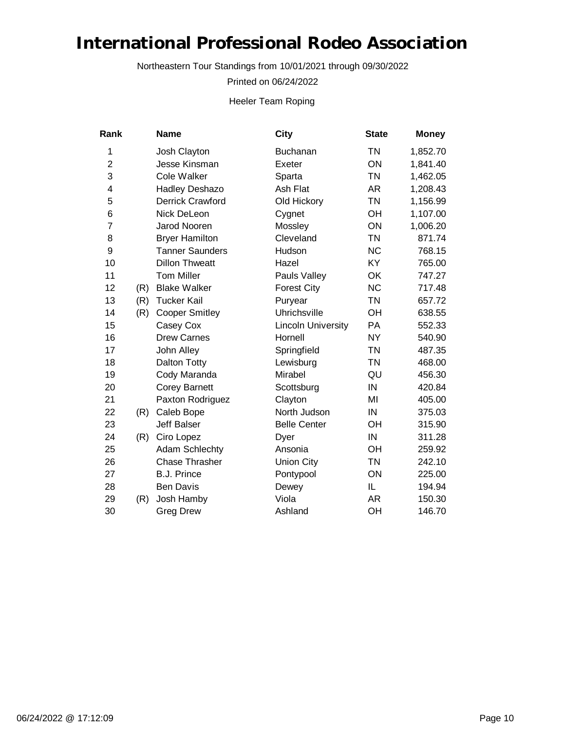# International Professional Rodeo Association

Northeastern Tour Standings from 10/01/2021 through 09/30/2022

Printed on 06/24/2022

Heeler Team Roping

| Rank | | Name | City | State | Money |
|---|---|---|---|---|---|
| 1 | | Josh Clayton | Buchanan | TN | 1,852.70 |
| 2 | | Jesse Kinsman | Exeter | ON | 1,841.40 |
| 3 | | Cole Walker | Sparta | TN | 1,462.05 |
| 4 | | Hadley Deshazo | Ash Flat | AR | 1,208.43 |
| 5 | | Derrick Crawford | Old Hickory | TN | 1,156.99 |
| 6 | | Nick DeLeon | Cygnet | OH | 1,107.00 |
| 7 | | Jarod Nooren | Mossley | ON | 1,006.20 |
| 8 | | Bryer Hamilton | Cleveland | TN | 871.74 |
| 9 | | Tanner Saunders | Hudson | NC | 768.15 |
| 10 | | Dillon Thweatt | Hazel | KY | 765.00 |
| 11 | | Tom Miller | Pauls Valley | OK | 747.27 |
| 12 | (R) | Blake Walker | Forest City | NC | 717.48 |
| 13 | (R) | Tucker Kail | Puryear | TN | 657.72 |
| 14 | (R) | Cooper Smitley | Uhrichsville | OH | 638.55 |
| 15 | | Casey Cox | Lincoln University | PA | 552.33 |
| 16 | | Drew Carnes | Hornell | NY | 540.90 |
| 17 | | John Alley | Springfield | TN | 487.35 |
| 18 | | Dalton Totty | Lewisburg | TN | 468.00 |
| 19 | | Cody Maranda | Mirabel | QU | 456.30 |
| 20 | | Corey Barnett | Scottsburg | IN | 420.84 |
| 21 | | Paxton Rodriguez | Clayton | MI | 405.00 |
| 22 | (R) | Caleb Bope | North Judson | IN | 375.03 |
| 23 | | Jeff Balser | Belle Center | OH | 315.90 |
| 24 | (R) | Ciro Lopez | Dyer | IN | 311.28 |
| 25 | | Adam Schlechty | Ansonia | OH | 259.92 |
| 26 | | Chase Thrasher | Union City | TN | 242.10 |
| 27 | | B.J. Prince | Pontypool | ON | 225.00 |
| 28 | | Ben Davis | Dewey | IL | 194.94 |
| 29 | (R) | Josh Hamby | Viola | AR | 150.30 |
| 30 | | Greg Drew | Ashland | OH | 146.70 |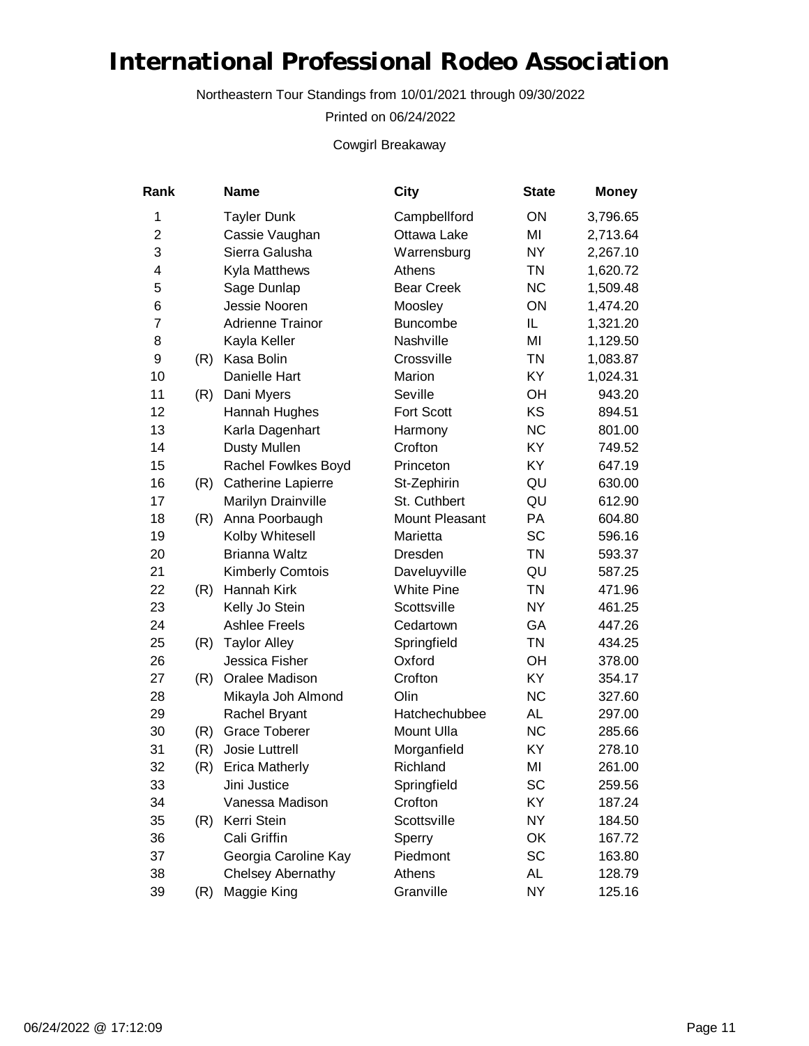# International Professional Rodeo Association

Northeastern Tour Standings from 10/01/2021 through 09/30/2022

Printed on 06/24/2022

Cowgirl Breakaway

| Rank | | Name | City | State | Money |
|---|---|---|---|---|---|
| 1 | | Tayler Dunk | Campbellford | ON | 3,796.65 |
| 2 | | Cassie Vaughan | Ottawa Lake | MI | 2,713.64 |
| 3 | | Sierra Galusha | Warrensburg | NY | 2,267.10 |
| 4 | | Kyla Matthews | Athens | TN | 1,620.72 |
| 5 | | Sage Dunlap | Bear Creek | NC | 1,509.48 |
| 6 | | Jessie Nooren | Moosley | ON | 1,474.20 |
| 7 | | Adrienne Trainor | Buncombe | IL | 1,321.20 |
| 8 | | Kayla Keller | Nashville | MI | 1,129.50 |
| 9 | (R) | Kasa Bolin | Crossville | TN | 1,083.87 |
| 10 | | Danielle Hart | Marion | KY | 1,024.31 |
| 11 | (R) | Dani Myers | Seville | OH | 943.20 |
| 12 | | Hannah Hughes | Fort Scott | KS | 894.51 |
| 13 | | Karla Dagenhart | Harmony | NC | 801.00 |
| 14 | | Dusty Mullen | Crofton | KY | 749.52 |
| 15 | | Rachel Fowlkes Boyd | Princeton | KY | 647.19 |
| 16 | (R) | Catherine Lapierre | St-Zephirin | QU | 630.00 |
| 17 | | Marilyn Drainville | St. Cuthbert | QU | 612.90 |
| 18 | (R) | Anna Poorbaugh | Mount Pleasant | PA | 604.80 |
| 19 | | Kolby Whitesell | Marietta | SC | 596.16 |
| 20 | | Brianna Waltz | Dresden | TN | 593.37 |
| 21 | | Kimberly Comtois | Daveluyville | QU | 587.25 |
| 22 | (R) | Hannah Kirk | White Pine | TN | 471.96 |
| 23 | | Kelly Jo Stein | Scottsville | NY | 461.25 |
| 24 | | Ashlee Freels | Cedartown | GA | 447.26 |
| 25 | (R) | Taylor Alley | Springfield | TN | 434.25 |
| 26 | | Jessica Fisher | Oxford | OH | 378.00 |
| 27 | (R) | Oralee Madison | Crofton | KY | 354.17 |
| 28 | | Mikayla Joh Almond | Olin | NC | 327.60 |
| 29 | | Rachel Bryant | Hatchechubbee | AL | 297.00 |
| 30 | (R) | Grace Toberer | Mount Ulla | NC | 285.66 |
| 31 | (R) | Josie Luttrell | Morganfield | KY | 278.10 |
| 32 | (R) | Erica Matherly | Richland | MI | 261.00 |
| 33 | | Jini Justice | Springfield | SC | 259.56 |
| 34 | | Vanessa Madison | Crofton | KY | 187.24 |
| 35 | (R) | Kerri Stein | Scottsville | NY | 184.50 |
| 36 | | Cali Griffin | Sperry | OK | 167.72 |
| 37 | | Georgia Caroline Kay | Piedmont | SC | 163.80 |
| 38 | | Chelsey Abernathy | Athens | AL | 128.79 |
| 39 | (R) | Maggie King | Granville | NY | 125.16 |